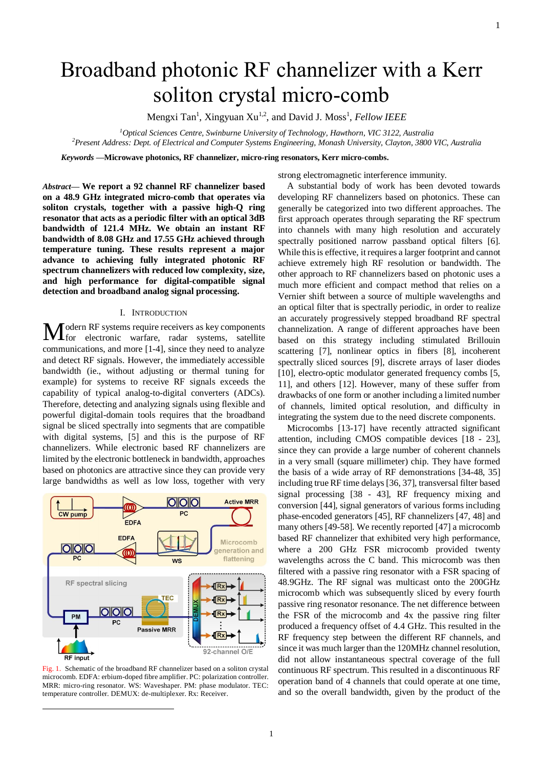# Broadband photonic RF channelizer with a Kerr soliton crystal micro-comb

Mengxi Tan[1], Xingyuan Xu[1,2], and David J. Moss[1], *Fellow IEEE*

[1]*Optical Sciences Centre, Swinburne University of Technology, Hawthorn, VIC 3122, Australia*
[2]*Present Address: Dept. of Electrical and Computer Systems Engineering, Monash University, Clayton, 3800 VIC, Australia*

***Keywords*** **—Microwave photonics, RF channelizer, micro-ring resonators, Kerr micro-combs.**

***Abstract*— We report a 92 channel RF channelizer based on a 48.9 GHz integrated micro-comb that operates via soliton crystals, together with a passive high-Q ring resonator that acts as a periodic filter with an optical 3dB bandwidth of 121.4 MHz. We obtain an instant RF bandwidth of 8.08 GHz and 17.55 GHz achieved through temperature tuning. These results represent a major advance to achieving fully integrated photonic RF spectrum channelizers with reduced low complexity, size, and high performance for digital-compatible signal detection and broadband analog signal processing.**

## I. Introduction

Modern RF systems require receivers as key components for electronic warfare, radar systems, satellite communications, and more [1-4], since they need to analyze and detect RF signals. However, the immediately accessible bandwidth (ie., without adjusting or thermal tuning for example) for systems to receive RF signals exceeds the capability of typical analog-to-digital converters (ADCs). Therefore, detecting and analyzing signals using flexible and powerful digital-domain tools requires that the broadband signal be sliced spectrally into segments that are compatible with digital systems, [5] and this is the purpose of RF channelizers. While electronic based RF channelizers are limited by the electronic bottleneck in bandwidth, approaches based on photonics are attractive since they can provide very large bandwidths as well as low loss, together with very strong electromagnetic interference immunity.

Fig. 1. Schematic of the broadband RF channelizer based on a soliton crystal microcomb. EDFA: erbium-doped fibre amplifier. PC: polarization controller. MRR: micro-ring resonator. WS: Waveshaper. PM: phase modulator. TEC: temperature controller. DEMUX: de-multiplexer. Rx: Receiver.

A substantial body of work has been devoted towards developing RF channelizers based on photonics. These can generally be categorized into two different approaches. The first approach operates through separating the RF spectrum into channels with many high resolution and accurately spectrally positioned narrow passband optical filters [6]. While this is effective, it requires a larger footprint and cannot achieve extremely high RF resolution or bandwidth. The other approach to RF channelizers based on photonic uses a much more efficient and compact method that relies on a Vernier shift between a source of multiple wavelengths and an optical filter that is spectrally periodic, in order to realize an accurately progressively stepped broadband RF spectral channelization. A range of different approaches have been based on this strategy including stimulated Brillouin scattering [7], nonlinear optics in fibers [8], incoherent spectrally sliced sources [9], discrete arrays of laser diodes [10], electro-optic modulator generated frequency combs [5, 11], and others [12]. However, many of these suffer from drawbacks of one form or another including a limited number of channels, limited optical resolution, and difficulty in integrating the system due to the need discrete components.

Microcombs [13-17] have recently attracted significant attention, including CMOS compatible devices [18 - 23], since they can provide a large number of coherent channels in a very small (square millimeter) chip. They have formed the basis of a wide array of RF demonstrations [34-48, 35] including true RF time delays [36, 37], transversal filter based signal processing [38 - 43], RF frequency mixing and conversion [44], signal generators of various forms including phase-encoded generators [45], RF channelizers [47, 48] and many others [49-58]. We recently reported [47] a microcomb based RF channelizer that exhibited very high performance, where a 200 GHz FSR microcomb provided twenty wavelengths across the C band. This microcomb was then filtered with a passive ring resonator with a FSR spacing of 48.9GHz. The RF signal was multicast onto the 200GHz microcomb which was subsequently sliced by every fourth passive ring resonator resonance. The net difference between the FSR of the microcomb and 4x the passive ring filter produced a frequency offset of 4.4 GHz. This resulted in the RF frequency step between the different RF channels, and since it was much larger than the 120MHz channel resolution, did not allow instantaneous spectral coverage of the full continuous RF spectrum. This resulted in a discontinuous RF operation band of 4 channels that could operate at one time, and so the overall bandwidth, given by the product of the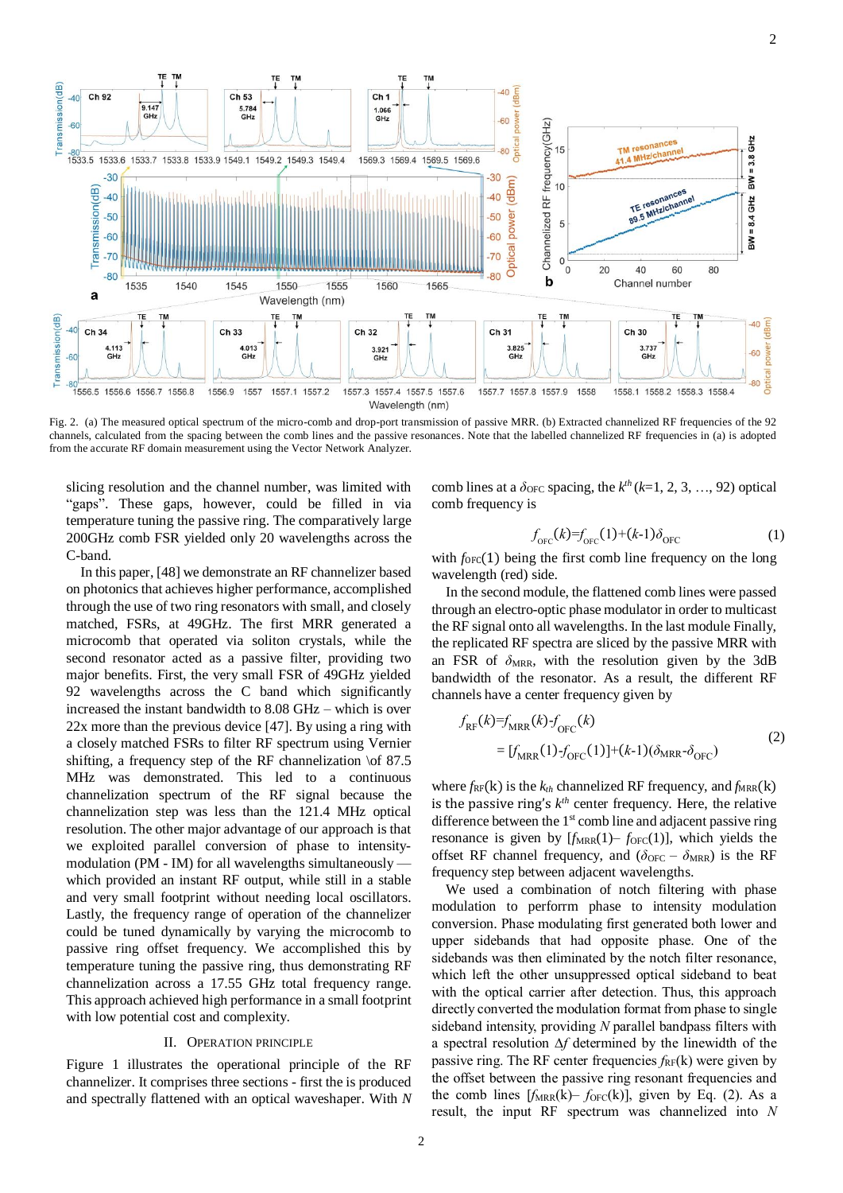Fig. 2. (a) The measured optical spectrum of the micro-comb and drop-port transmission of passive MRR. (b) Extracted channelized RF frequencies of the 92 channels, calculated from the spacing between the comb lines and the passive resonances. Note that the labelled channelized RF frequencies in (a) is adopted from the accurate RF domain measurement using the Vector Network Analyzer.

slicing resolution and the channel number, was limited with "gaps". These gaps, however, could be filled in via temperature tuning the passive ring. The comparatively large 200GHz comb FSR yielded only 20 wavelengths across the C-band.

In this paper, [48] we demonstrate an RF channelizer based on photonics that achieves higher performance, accomplished through the use of two ring resonators with small, and closely matched, FSRs, at 49GHz. The first MRR generated a microcomb that operated via soliton crystals, while the second resonator acted as a passive filter, providing two major benefits. First, the very small FSR of 49GHz yielded 92 wavelengths across the C band which significantly increased the instant bandwidth to 8.08 GHz – which is over 22x more than the previous device [47]. By using a ring with a closely matched FSRs to filter RF spectrum using Vernier shifting, a frequency step of the RF channelization \of 87.5 MHz was demonstrated. This led to a continuous channelization spectrum of the RF signal because the channelization step was less than the 121.4 MHz optical resolution. The other major advantage of our approach is that we exploited parallel conversion of phase to intensity-modulation (PM - IM) for all wavelengths simultaneously — which provided an instant RF output, while still in a stable and very small footprint without needing local oscillators. Lastly, the frequency range of operation of the channelizer could be tuned dynamically by varying the microcomb to passive ring offset frequency. We accomplished this by temperature tuning the passive ring, thus demonstrating RF channelization across a 17.55 GHz total frequency range. This approach achieved high performance in a small footprint with low potential cost and complexity.

## II. Operation Principle

Figure 1 illustrates the operational principle of the RF channelizer. It comprises three sections - first the is produced and spectrally flattened with an optical waveshaper. With $N$ comb lines at a $\delta_{OFC}$ spacing, the $k^{th}$ ($k$=1, 2, 3, …, 92) optical comb frequency is

$$f_{OFC}(k)=f_{OFC}(1)+(k\text{-}1)\delta_{OFC} \tag{1}$$

with $f_{OFC}(1)$ being the first comb line frequency on the long wavelength (red) side.

In the second module, the flattened comb lines were passed through an electro-optic phase modulator in order to multicast the RF signal onto all wavelengths. In the last module Finally, the replicated RF spectra are sliced by the passive MRR with an FSR of $\delta_{MRR}$, with the resolution given by the 3dB bandwidth of the resonator. As a result, the different RF channels have a center frequency given by

$$\begin{aligned} f_{RF}(k)&=f_{MRR}(k)\text{-}f_{OFC}(k) \\ &= [f_{MRR}(1)\text{-}f_{OFC}(1)]+(k\text{-}1)(\delta_{MRR}\text{-}\delta_{OFC}) \end{aligned} \tag{2}$$

where $f_{RF}$(k) is the $k_{th}$ channelized RF frequency, and $f_{MRR}$(k) is the passive ring's $k^{th}$ center frequency. Here, the relative difference between the 1[st] comb line and adjacent passive ring resonance is given by [$f_{MRR}(1)$– $f_{OFC}(1)$], which yields the offset RF channel frequency, and ($\delta_{OFC}$ – $\delta_{MRR}$) is the RF frequency step between adjacent wavelengths.

We used a combination of notch filtering with phase modulation to perforrm phase to intensity modulation conversion. Phase modulating first generated both lower and upper sidebands that had opposite phase. One of the sidebands was then eliminated by the notch filter resonance, which left the other unsuppressed optical sideband to beat with the optical carrier after detection. Thus, this approach directly converted the modulation format from phase to single sideband intensity, providing $N$ parallel bandpass filters with a spectral resolution $\Delta f$ determined by the linewidth of the passive ring. The RF center frequencies $f_{RF}$(k) were given by the offset between the passive ring resonant frequencies and the comb lines [$f_{MRR}$(k)– $f_{OFC}$(k)], given by Eq. (2). As a result, the input RF spectrum was channelized into $N$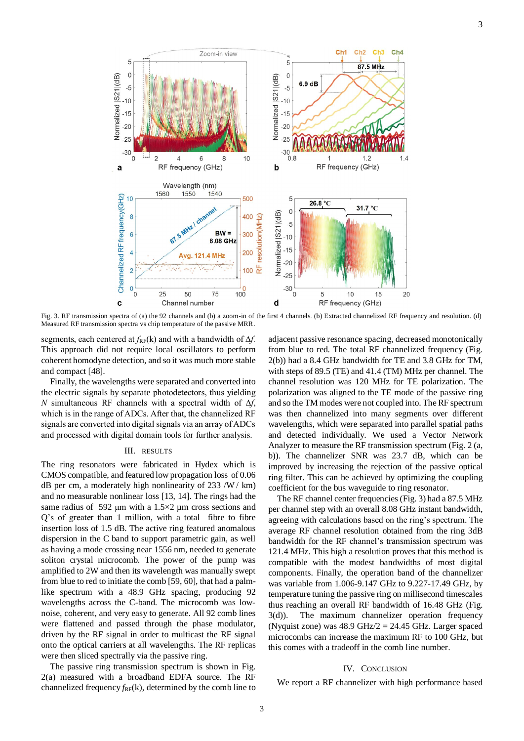Fig. 3. RF transmission spectra of (a) the 92 channels and (b) a zoom-in of the first 4 channels. (b) Extracted channelized RF frequency and resolution. (d) Measured RF transmission spectra vs chip temperature of the passive MRR.

segments, each centered at $f_{RF}(k)$ and with a bandwidth of $\Delta f$. This approach did not require local oscillators to perform coherent homodyne detection, and so it was much more stable and compact [48].

Finally, the wavelengths were separated and converted into the electric signals by separate photodetectors, thus yielding $N$ simultaneous RF channels with a spectral width of $\Delta f$, which is in the range of ADCs. After that, the channelized RF signals are converted into digital signals via an array of ADCs and processed with digital domain tools for further analysis.

## III. Results

The ring resonators were fabricated in Hydex which is CMOS compatible, and featured low propagation loss of 0.06 dB per cm, a moderately high nonlinearity of 233 /W / km) and no measurable nonlinear loss [13, 14]. The rings had the same radius of 592 μm with a 1.5×2 μm cross sections and Q's of greater than 1 million, with a total fibre to fibre insertion loss of 1.5 dB. The active ring featured anomalous dispersion in the C band to support parametric gain, as well as having a mode crossing near 1556 nm, needed to generate soliton crystal microcomb. The power of the pump was amplified to 2W and then its wavelength was manually swept from blue to red to initiate the comb [59, 60], that had a palm-like spectrum with a 48.9 GHz spacing, producing 92 wavelengths across the C-band. The microcomb was low-noise, coherent, and very easy to generate. All 92 comb lines were flattened and passed through the phase modulator, driven by the RF signal in order to multicast the RF signal onto the optical carriers at all wavelengths. The RF replicas were then sliced spectrally via the passive ring.

The passive ring transmission spectrum is shown in Fig. 2(a) measured with a broadband EDFA source. The RF channelized frequency $f_{RF}(k)$, determined by the comb line to adjacent passive resonance spacing, decreased monotonically from blue to red. The total RF channelized frequency (Fig. 2(b)) had a 8.4 GHz bandwidth for TE and 3.8 GHz for TM, with steps of 89.5 (TE) and 41.4 (TM) MHz per channel. The channel resolution was 120 MHz for TE polarization. The polarization was aligned to the TE mode of the passive ring and so the TM modes were not coupled into. The RF spectrum was then channelized into many segments over different wavelengths, which were separated into parallel spatial paths and detected individually. We used a Vector Network Analyzer to measure the RF transmission spectrum (Fig. 2 (a, b)). The channelizer SNR was 23.7 dB, which can be improved by increasing the rejection of the passive optical ring filter. This can be achieved by optimizing the coupling coefficient for the bus waveguide to ring resonator.

The RF channel center frequencies (Fig. 3) had a 87.5 MHz per channel step with an overall 8.08 GHz instant bandwidth, agreeing with calculations based on the ring's spectrum. The average RF channel resolution obtained from the ring 3dB bandwidth for the RF channel's transmission spectrum was 121.4 MHz. This high a resolution proves that this method is compatible with the modest bandwidths of most digital components. Finally, the operation band of the channelizer was variable from 1.006-9.147 GHz to 9.227-17.49 GHz, by temperature tuning the passive ring on millisecond timescales thus reaching an overall RF bandwidth of 16.48 GHz (Fig. 3(d)). The maximum channelizer operation frequency (Nyquist zone) was 48.9 GHz/2 = 24.45 GHz. Larger spaced microcombs can increase the maximum RF to 100 GHz, but this comes with a tradeoff in the comb line number.

## IV. Conclusion

We report a RF channelizer with high performance based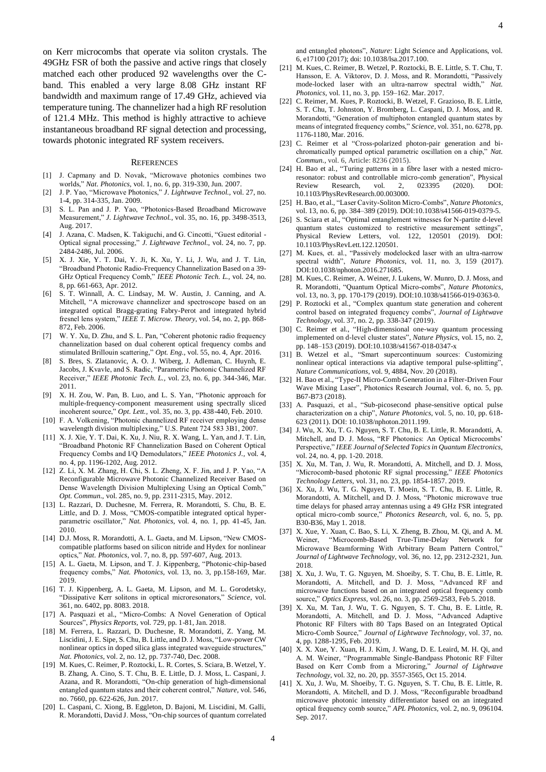on Kerr microcombs that operate via soliton crystals. The 49GHz FSR of both the passive and active rings that closely matched each other produced 92 wavelengths over the C-band. This enabled a very large 8.08 GHz instant RF bandwidth and maximum range of 17.49 GHz, achieved via temperature tuning. The channelizer had a high RF resolution of 121.4 MHz. This method is highly attractive to achieve instantaneous broadband RF signal detection and processing, towards photonic integrated RF system receivers.

## REFERENCES

[1] J. Capmany and D. Novak, "Microwave photonics combines two worlds," *Nat. Photonics*, vol. 1, no. 6, pp. 319-330, Jun. 2007.

[2] J. P. Yao, "Microwave Photonics," *J. Lightwave Technol.*, vol. 27, no. 1-4, pp. 314-335, Jan. 2009.

[3] S. L. Pan and J. P. Yao, "Photonics-Based Broadband Microwave Measurement," *J. Lightwave Technol.*, vol. 35, no. 16, pp. 3498-3513, Aug. 2017.

[4] J. Azana, C. Madsen, K. Takiguchi, and G. Cincotti, "Guest editorial - Optical signal processing," *J. Lightwave Technol.*, vol. 24, no. 7, pp. 2484-2486, Jul. 2006.

[5] X. J. Xie, Y. T. Dai, Y. Ji, K. Xu, Y. Li, J. Wu, and J. T. Lin, "Broadband Photonic Radio-Frequency Channelization Based on a 39-GHz Optical Frequency Comb," *IEEE Photonic Tech. L.*, vol. 24, no. 8, pp. 661-663, Apr. 2012.

[6] S. T. Winnall, A. C. Lindsay, M. W. Austin, J. Canning, and A. Mitchell, "A microwave channelizer and spectroscope based on an integrated optical Bragg-grating Fabry-Perot and integrated hybrid fresnel lens system," *IEEE T. Microw. Theory*, vol. 54, no. 2, pp. 868-872, Feb. 2006.

[7] W. Y. Xu, D. Zhu, and S. L. Pan, "Coherent photonic radio frequency channelization based on dual coherent optical frequency combs and stimulated Brillouin scattering," *Opt. Eng.*, vol. 55, no. 4, Apr. 2016.

[8] S. Bres, S. Zlatanovic, A. O. J. Wiberg, J. Adleman, C. Huynh, E. Jacobs, J. Kvavle, and S. Radic, "Parametric Photonic Channelized RF Receiver," *IEEE Photonic Tech. L.*, vol. 23, no. 6, pp. 344-346, Mar. 2011.

[9] X. H. Zou, W. Pan, B. Luo, and L. S. Yan, "Photonic approach for multiple-frequency-component measurement using spectrally sliced incoherent source," *Opt. Lett.*, vol. 35, no. 3, pp. 438-440, Feb. 2010.

[10] F. A. Volkening, "Photonic channelized RF receiver employing dense wavelength division multiplexing," U.S. Patent 724 583 3B1, 2007.

[11] X. J. Xie, Y. T. Dai, K. Xu, J. Niu, R. X. Wang, L. Yan, and J. T. Lin, "Broadband Photonic RF Channelization Based on Coherent Optical Frequency Combs and I/Q Demodulators," *IEEE Photonics J.*, vol. 4, no. 4, pp. 1196-1202, Aug. 2012.

[12] Z. Li, X. M. Zhang, H. Chi, S. L. Zheng, X. F. Jin, and J. P. Yao, "A Reconfigurable Microwave Photonic Channelized Receiver Based on Dense Wavelength Division Multiplexing Using an Optical Comb," *Opt. Commun.*, vol. 285, no. 9, pp. 2311-2315, May. 2012.

[13] L. Razzari, D. Duchesne, M. Ferrera, R. Morandotti, S. Chu, B. E. Little, and D. J. Moss, "CMOS-compatible integrated optical hyper-parametric oscillator," *Nat. Photonics*, vol. 4, no. 1, pp. 41-45, Jan. 2010.

[14] D.J. Moss, R. Morandotti, A. L. Gaeta, and M. Lipson, "New CMOS-compatible platforms based on silicon nitride and Hydex for nonlinear optics," *Nat. Photonics*, vol. 7, no. 8, pp. 597-607, Aug. 2013.

[15] A. L. Gaeta, M. Lipson, and T. J. Kippenberg, "Photonic-chip-based frequency combs," *Nat. Photonics*, vol. 13, no. 3, pp.158-169, Mar. 2019.

[16] T. J. Kippenberg, A. L. Gaeta, M. Lipson, and M. L. Gorodetsky, "Dissipative Kerr solitons in optical microresonators," *Science*, vol. 361, no. 6402, pp. 8083. 2018.

[17] A. Pasquazi et al., "Micro-Combs: A Novel Generation of Optical Sources", *Physics Reports*, vol. 729, pp. 1-81, Jan. 2018.

[18] M. Ferrera, L. Razzari, D. Duchesne, R. Morandotti, Z. Yang, M. Liscidini, J. E. Sipe, S. Chu, B. Little, and D. J. Moss, "Low-power CW nonlinear optics in doped silica glass integrated waveguide structures," *Nat. Photonics*, vol. 2, no. 12, pp. 737-740, Dec. 2008.

[19] M. Kues, C. Reimer, P. Roztocki, L. R. Cortes, S. Sciara, B. Wetzel, Y. B. Zhang, A. Cino, S. T. Chu, B. E. Little, D. J. Moss, L. Caspani, J. Azana, and R. Morandotti, "On-chip generation of high-dimensional entangled quantum states and their coherent control," *Nature*, vol. 546, no. 7660, pp. 622-626, Jun. 2017.

[20] L. Caspani, C. Xiong, B. Eggleton, D. Bajoni, M. Liscidini, M. Galli, R. Morandotti, David J. Moss, "On-chip sources of quantum correlated and entangled photons", *Nature*: Light Science and Applications, vol. 6, e17100 (2017); doi: 10.1038/lsa.2017.100.

[21] M. Kues, C. Reimer, B. Wetzel, P. Roztocki, B. E. Little, S. T. Chu, T. Hansson, E. A. Viktorov, D. J. Moss, and R. Morandotti, "Passively mode-locked laser with an ultra-narrow spectral width," *Nat. Photonics*, vol. 11, no. 3, pp. 159–162. Mar. 2017.

[22] C. Reimer, M. Kues, P. Roztocki, B. Wetzel, F. Grazioso, B. E. Little, S. T. Chu, T. Johnston, Y. Bromberg, L. Caspani, D. J. Moss, and R. Morandotti, "Generation of multiphoton entangled quantum states by means of integrated frequency combs," *Science*, vol. 351, no. 6278, pp. 1176-1180, Mar. 2016.

[23] C. Reimer et al "Cross-polarized photon-pair generation and bi-chromatically pumped optical parametric oscillation on a chip," *Nat. Commun.*, vol. 6, Article: 8236 (2015).

[24] H. Bao et al., "Turing patterns in a fibre laser with a nested micro-resonator: robust and controllable micro-comb generation", Physical Review Research, vol. 2, 023395 (2020). DOI: 10.1103/PhysRevResearch.00.003000.

[25] H. Bao, et al., "Laser Cavity-Soliton Micro-Combs", *Nature Photonics*, vol. 13, no. 6, pp. 384–389 (2019). DOI:10.1038/s41566-019-0379-5.

[26] S. Sciara et al., "Optimal entanglement witnesses for N-partite d-level quantum states customized to restrictive measurement settings", Physical Review Letters, vol. 122, 120501 (2019). DOI: 10.1103/PhysRevLett.122.120501.

[27] M. Kues, et. al., "Passively modelocked laser with an ultra-narrow spectral width", *Nature Photonics*, vol. 11, no. 3, 159 (2017). DOI:10.1038/nphoton.2016.271685.

[28] M. Kues, C. Reimer, A. Weiner, J. Lukens, W. Munro, D. J. Moss, and R. Morandotti, "Quantum Optical Micro-combs", *Nature Photonics*, vol. 13, no. 3, pp. 170-179 (2019). DOI:10.1038/s41566-019-0363-0.

[29] P. Roztocki et al., "Complex quantum state generation and coherent control based on integrated frequency combs", *Journal of Lightwave Technology*, vol. 37, no. 2, pp. 338-347 (2019).

[30] C. Reimer et al., "High-dimensional one-way quantum processing implemented on d-level cluster states", *Nature Physics*, vol. 15, no. 2, pp. 148–153 (2019). DOI:10.1038/s41567-018-0347-x

[31] B. Wetzel et al., "Smart supercontinuum sources: Customizing nonlinear optical interactions via adaptive temporal pulse-splitting", *Nature Communications*, vol. 9, 4884, Nov. 20 (2018).

[32] H. Bao et al., "Type-II Micro-Comb Generation in a Filter-Driven Four Wave Mixing Laser", Photonics Research Journal, vol. 6, no. 5, pp. B67-B73 (2018).

[33] A. Pasquazi, et al., "Sub-picosecond phase-sensitive optical pulse characterization on a chip", *Nature Photonics*, vol. 5, no. 10, pp. 618-623 (2011). DOI: 10.1038/nphoton.2011.199.

[34] J. Wu, X. Xu, T. G. Nguyen, S. T. Chu, B. E. Little, R. Morandotti, A. Mitchell, and D. J. Moss, "RF Photonics: An Optical Microcombs' Perspective," *IEEE Journal of Selected Topics in Quantum Electronics*, vol. 24, no. 4, pp. 1-20. 2018.

[35] X. Xu, M. Tan, J. Wu, R. Morandotti, A. Mitchell, and D. J. Moss, "Microcomb-based photonic RF signal processing," *IEEE Photonics Technology Letters*, vol. 31, no. 23, pp. 1854-1857. 2019.

[36] X. Xu, J. Wu, T. G. Nguyen, T. Moein, S. T. Chu, B. E. Little, R. Morandotti, A. Mitchell, and D. J. Moss, "Photonic microwave true time delays for phased array antennas using a 49 GHz FSR integrated optical micro-comb source," *Photonics Research*, vol. 6, no. 5, pp. B30-B36, May 1. 2018.

[37] X. Xue, Y. Xuan, C. Bao, S. Li, X. Zheng, B. Zhou, M. Qi, and A. M. Weiner, "Microcomb-Based True-Time-Delay Network for Microwave Beamforming With Arbitrary Beam Pattern Control," *Journal of Lightwave Technology*, vol. 36, no. 12, pp. 2312-2321, Jun. 2018.

[38] X. Xu, J. Wu, T. G. Nguyen, M. Shoeiby, S. T. Chu, B. E. Little, R. Morandotti, A. Mitchell, and D. J. Moss, "Advanced RF and microwave functions based on an integrated optical frequency comb source," *Optics Express*, vol. 26, no. 3, pp. 2569-2583, Feb 5. 2018.

[39] X. Xu, M. Tan, J. Wu, T. G. Nguyen, S. T. Chu, B. E. Little, R. Morandotti, A. Mitchell, and D. J. Moss, "Advanced Adaptive Photonic RF Filters with 80 Taps Based on an Integrated Optical Micro-Comb Source," *Journal of Lightwave Technology*, vol. 37, no. 4, pp. 1288-1295, Feb. 2019.

[40] X. X. Xue, Y. Xuan, H. J. Kim, J. Wang, D. E. Leaird, M. H. Qi, and A. M. Weiner, "Programmable Single-Bandpass Photonic RF Filter Based on Kerr Comb from a Microring," *Journal of Lightwave Technology*, vol. 32, no. 20, pp. 3557-3565, Oct 15. 2014.

[41] X. Xu, J. Wu, M. Shoeiby, T. G. Nguyen, S. T. Chu, B. E. Little, R. Morandotti, A. Mitchell, and D. J. Moss, "Reconfigurable broadband microwave photonic intensity differentiator based on an integrated optical frequency comb source," *APL Photonics*, vol. 2, no. 9, 096104. Sep. 2017.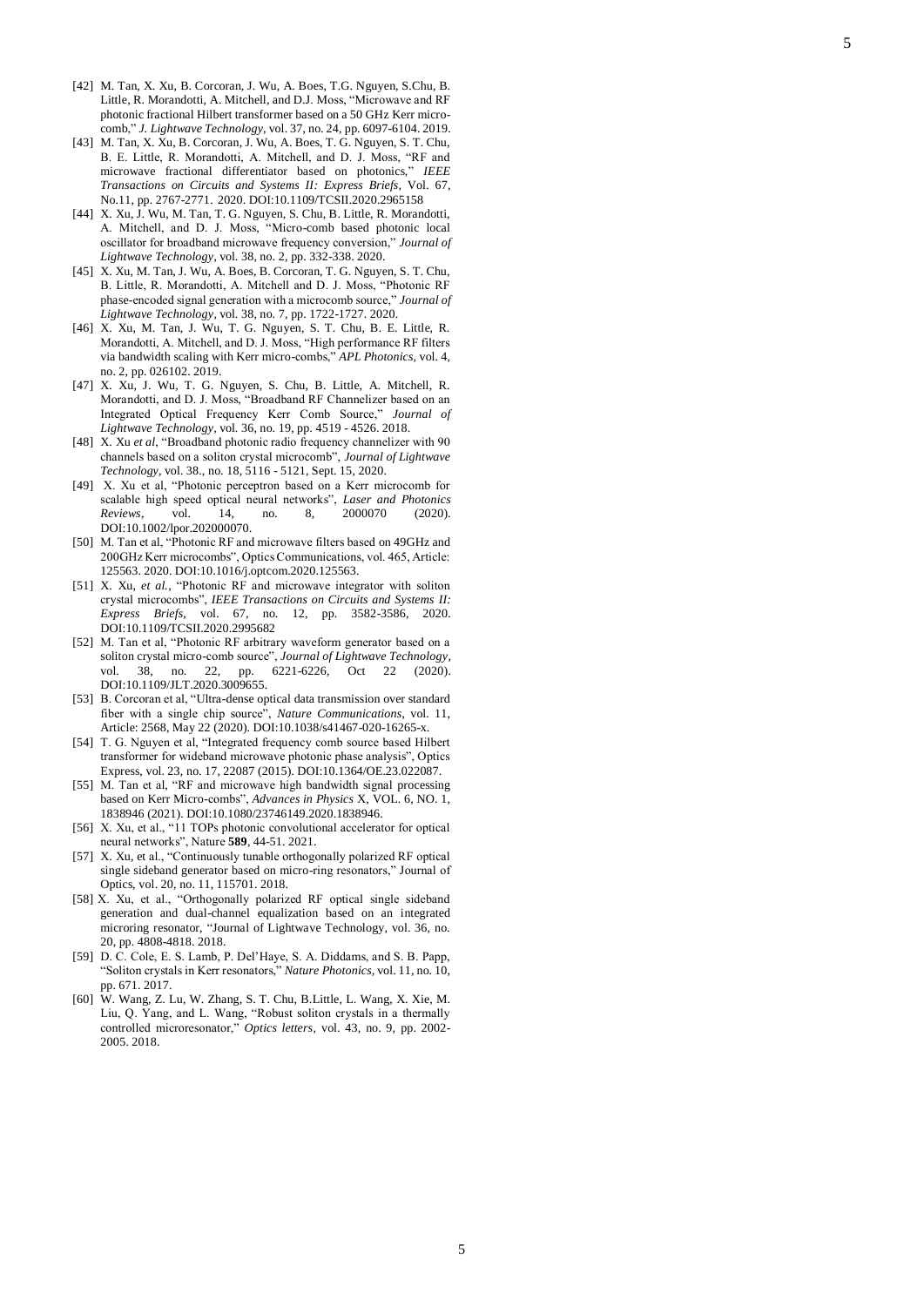[42] M. Tan, X. Xu, B. Corcoran, J. Wu, A. Boes, T.G. Nguyen, S.Chu, B. Little, R. Morandotti, A. Mitchell, and D.J. Moss, "Microwave and RF photonic fractional Hilbert transformer based on a 50 GHz Kerr micro-comb," *J. Lightwave Technology*, vol. 37, no. 24, pp. 6097-6104. 2019.

[43] M. Tan, X. Xu, B. Corcoran, J. Wu, A. Boes, T. G. Nguyen, S. T. Chu, B. E. Little, R. Morandotti, A. Mitchell, and D. J. Moss, "RF and microwave fractional differentiator based on photonics," *IEEE Transactions on Circuits and Systems II: Express Briefs*, Vol. 67, No.11, pp. 2767-2771. 2020. DOI:10.1109/TCSII.2020.2965158

[44] X. Xu, J. Wu, M. Tan, T. G. Nguyen, S. Chu, B. Little, R. Morandotti, A. Mitchell, and D. J. Moss, "Micro-comb based photonic local oscillator for broadband microwave frequency conversion," *Journal of Lightwave Technology*, vol. 38, no. 2, pp. 332-338. 2020.

[45] X. Xu, M. Tan, J. Wu, A. Boes, B. Corcoran, T. G. Nguyen, S. T. Chu, B. Little, R. Morandotti, A. Mitchell and D. J. Moss, "Photonic RF phase-encoded signal generation with a microcomb source," *Journal of Lightwave Technology*, vol. 38, no. 7, pp. 1722-1727. 2020.

[46] X. Xu, M. Tan, J. Wu, T. G. Nguyen, S. T. Chu, B. E. Little, R. Morandotti, A. Mitchell, and D. J. Moss, "High performance RF filters via bandwidth scaling with Kerr micro-combs," *APL Photonics*, vol. 4, no. 2, pp. 026102. 2019.

[47] X. Xu, J. Wu, T. G. Nguyen, S. Chu, B. Little, A. Mitchell, R. Morandotti, and D. J. Moss, "Broadband RF Channelizer based on an Integrated Optical Frequency Kerr Comb Source," *Journal of Lightwave Technology*, vol. 36, no. 19, pp. 4519 - 4526. 2018.

[48] X. Xu *et al*, "Broadband photonic radio frequency channelizer with 90 channels based on a soliton crystal microcomb", *Journal of Lightwave Technology*, vol. 38., no. 18, 5116 - 5121, Sept. 15, 2020.

[49] X. Xu et al, "Photonic perceptron based on a Kerr microcomb for scalable high speed optical neural networks", *Laser and Photonics Reviews*, vol. 14, no. 8, 2000070 (2020). DOI:10.1002/lpor.202000070.

[50] M. Tan et al, "Photonic RF and microwave filters based on 49GHz and 200GHz Kerr microcombs", Optics Communications, vol. 465, Article: 125563. 2020. DOI:10.1016/j.optcom.2020.125563.

[51] X. Xu, *et al.*, "Photonic RF and microwave integrator with soliton crystal microcombs", *IEEE Transactions on Circuits and Systems II: Express Briefs*, vol. 67, no. 12, pp. 3582-3586, 2020. DOI:10.1109/TCSII.2020.2995682

[52] M. Tan et al, "Photonic RF arbitrary waveform generator based on a soliton crystal micro-comb source", *Journal of Lightwave Technology*, vol. 38, no. 22, pp. 6221-6226, Oct 22 (2020). DOI:10.1109/JLT.2020.3009655.

[53] B. Corcoran et al, "Ultra-dense optical data transmission over standard fiber with a single chip source", *Nature Communications*, vol. 11, Article: 2568, May 22 (2020). DOI:10.1038/s41467-020-16265-x.

[54] T. G. Nguyen et al, "Integrated frequency comb source based Hilbert transformer for wideband microwave photonic phase analysis", Optics Express, vol. 23, no. 17, 22087 (2015). DOI:10.1364/OE.23.022087.

[55] M. Tan et al, "RF and microwave high bandwidth signal processing based on Kerr Micro-combs", *Advances in Physics* X, VOL. 6, NO. 1, 1838946 (2021). DOI:10.1080/23746149.2020.1838946.

[56] X. Xu, et al., "11 TOPs photonic convolutional accelerator for optical neural networks", Nature **589**, 44-51. 2021.

[57] X. Xu, et al., "Continuously tunable orthogonally polarized RF optical single sideband generator based on micro-ring resonators," Journal of Optics, vol. 20, no. 11, 115701. 2018.

[58] X. Xu, et al., "Orthogonally polarized RF optical single sideband generation and dual-channel equalization based on an integrated microring resonator, "Journal of Lightwave Technology, vol. 36, no. 20, pp. 4808-4818. 2018.

[59] D. C. Cole, E. S. Lamb, P. Del'Haye, S. A. Diddams, and S. B. Papp, "Soliton crystals in Kerr resonators," *Nature Photonics*, vol. 11, no. 10, pp. 671. 2017.

[60] W. Wang, Z. Lu, W. Zhang, S. T. Chu, B.Little, L. Wang, X. Xie, M. Liu, Q. Yang, and L. Wang, "Robust soliton crystals in a thermally controlled microresonator," *Optics letters*, vol. 43, no. 9, pp. 2002-2005. 2018.